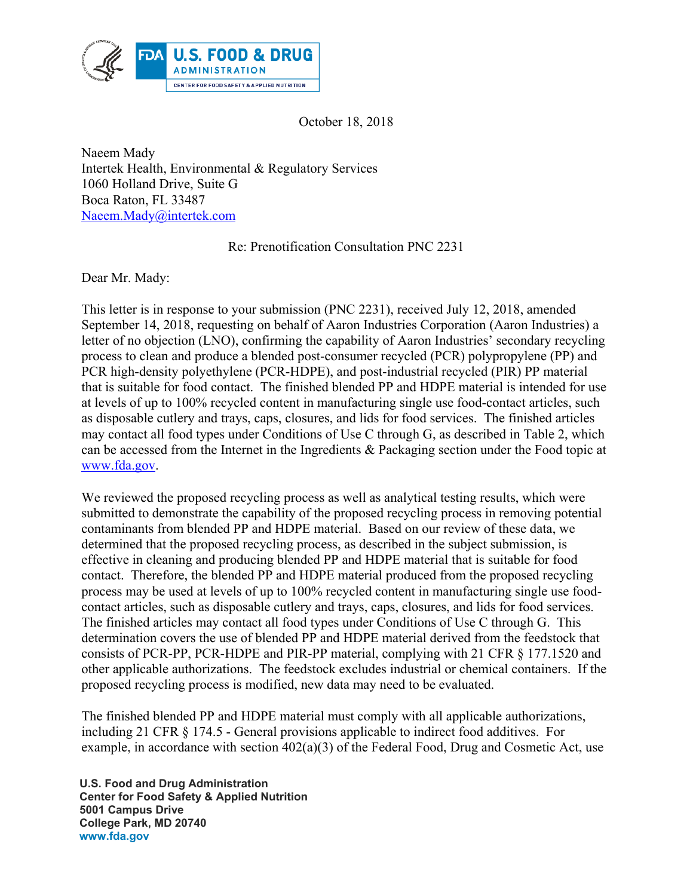October 18, 2018

Naeem Mady
Intertek Health, Environmental & Regulatory Services
1060 Holland Drive, Suite G
Boca Raton, FL 33487
Naeem.Mady@intertek.com

Re: Prenotification Consultation PNC 2231

Dear Mr. Mady:

This letter is in response to your submission (PNC 2231), received July 12, 2018, amended September 14, 2018, requesting on behalf of Aaron Industries Corporation (Aaron Industries) a letter of no objection (LNO), confirming the capability of Aaron Industries' secondary recycling process to clean and produce a blended post-consumer recycled (PCR) polypropylene (PP) and PCR high-density polyethylene (PCR-HDPE), and post-industrial recycled (PIR) PP material that is suitable for food contact. The finished blended PP and HDPE material is intended for use at levels of up to 100% recycled content in manufacturing single use food-contact articles, such as disposable cutlery and trays, caps, closures, and lids for food services. The finished articles may contact all food types under Conditions of Use C through G, as described in Table 2, which can be accessed from the Internet in the Ingredients & Packaging section under the Food topic at www.fda.gov.

We reviewed the proposed recycling process as well as analytical testing results, which were submitted to demonstrate the capability of the proposed recycling process in removing potential contaminants from blended PP and HDPE material. Based on our review of these data, we determined that the proposed recycling process, as described in the subject submission, is effective in cleaning and producing blended PP and HDPE material that is suitable for food contact. Therefore, the blended PP and HDPE material produced from the proposed recycling process may be used at levels of up to 100% recycled content in manufacturing single use food-contact articles, such as disposable cutlery and trays, caps, closures, and lids for food services. The finished articles may contact all food types under Conditions of Use C through G. This determination covers the use of blended PP and HDPE material derived from the feedstock that consists of PCR-PP, PCR-HDPE and PIR-PP material, complying with 21 CFR § 177.1520 and other applicable authorizations. The feedstock excludes industrial or chemical containers. If the proposed recycling process is modified, new data may need to be evaluated.

The finished blended PP and HDPE material must comply with all applicable authorizations, including 21 CFR § 174.5 - General provisions applicable to indirect food additives. For example, in accordance with section 402(a)(3) of the Federal Food, Drug and Cosmetic Act, use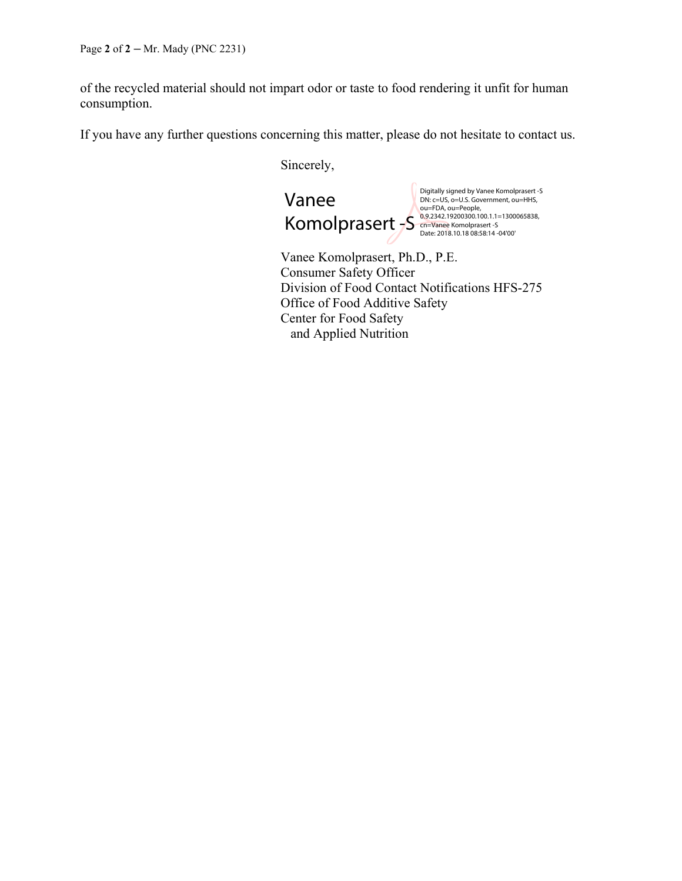of the recycled material should not impart odor or taste to food rendering it unfit for human consumption.

If you have any further questions concerning this matter, please do not hesitate to contact us.

Sincerely,

Vanee Komolprasert -S

Digitally signed by Vanee Komolprasert -S
DN: c=US, o=U.S. Government, ou=HHS, ou=FDA, ou=People, 0.9.2342.19200300.100.1.1=1300065838, cn=Vanee Komolprasert -S
Date: 2018.10.18 08:58:14 -04'00'

Vanee Komolprasert, Ph.D., P.E.
Consumer Safety Officer
Division of Food Contact Notifications HFS-275
Office of Food Additive Safety
Center for Food Safety
and Applied Nutrition